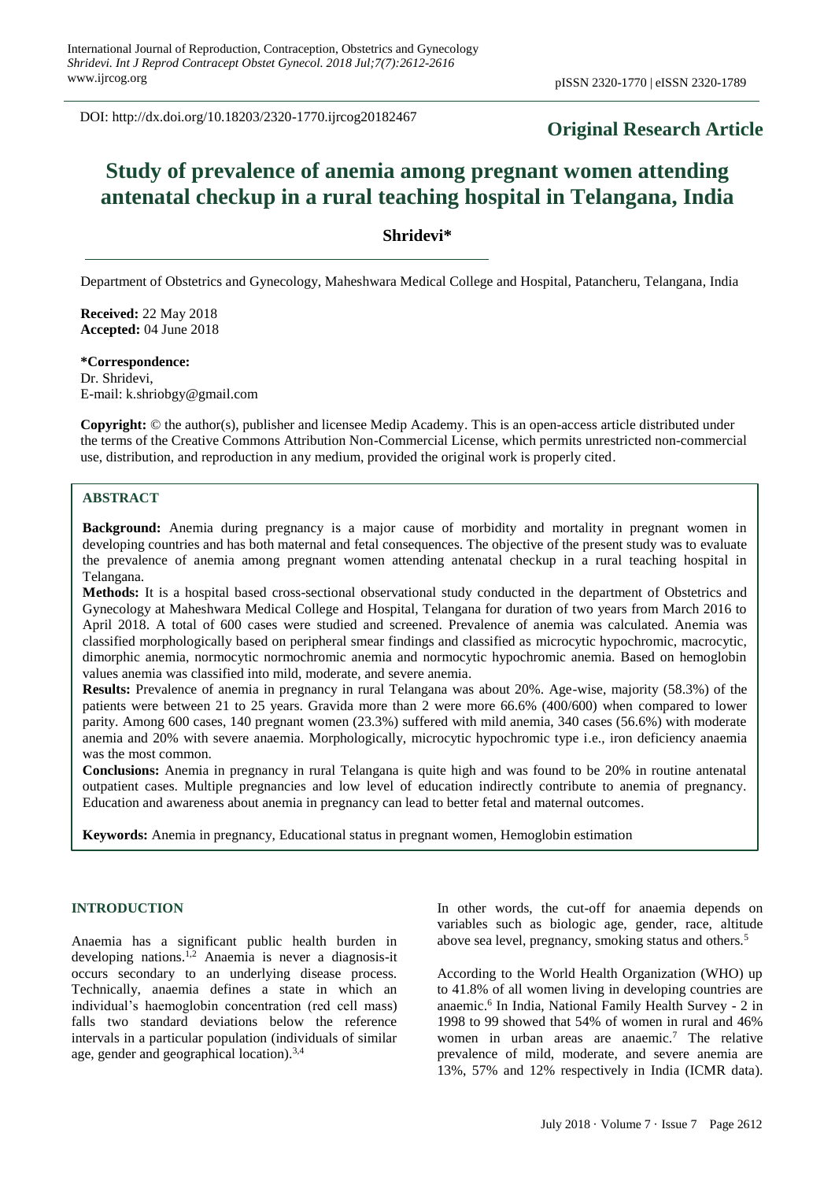DOI: http://dx.doi.org/10.18203/2320-1770.ijrcog20182467

**Original Research Article**

# Study of prevalence of anemia among pregnant women attending antenatal checkup in a rural teaching hospital in Telangana, India

**Shridevi***

Department of Obstetrics and Gynecology, Maheshwara Medical College and Hospital, Patancheru, Telangana, India

**Received:** 22 May 2018
**Accepted:** 04 June 2018

**\*Correspondence:**
Dr. Shridevi,
E-mail: k.shriobgy@gmail.com

**Copyright:** © the author(s), publisher and licensee Medip Academy. This is an open-access article distributed under the terms of the Creative Commons Attribution Non-Commercial License, which permits unrestricted non-commercial use, distribution, and reproduction in any medium, provided the original work is properly cited.

## ABSTRACT

**Background:** Anemia during pregnancy is a major cause of morbidity and mortality in pregnant women in developing countries and has both maternal and fetal consequences. The objective of the present study was to evaluate the prevalence of anemia among pregnant women attending antenatal checkup in a rural teaching hospital in Telangana.

**Methods:** It is a hospital based cross-sectional observational study conducted in the department of Obstetrics and Gynecology at Maheshwara Medical College and Hospital, Telangana for duration of two years from March 2016 to April 2018. A total of 600 cases were studied and screened. Prevalence of anemia was calculated. Anemia was classified morphologically based on peripheral smear findings and classified as microcytic hypochromic, macrocytic, dimorphic anemia, normocytic normochromic anemia and normocytic hypochromic anemia. Based on hemoglobin values anemia was classified into mild, moderate, and severe anemia.

**Results:** Prevalence of anemia in pregnancy in rural Telangana was about 20%. Age-wise, majority (58.3%) of the patients were between 21 to 25 years. Gravida more than 2 were more 66.6% (400/600) when compared to lower parity. Among 600 cases, 140 pregnant women (23.3%) suffered with mild anemia, 340 cases (56.6%) with moderate anemia and 20% with severe anaemia. Morphologically, microcytic hypochromic type i.e., iron deficiency anaemia was the most common.

**Conclusions:** Anemia in pregnancy in rural Telangana is quite high and was found to be 20% in routine antenatal outpatient cases. Multiple pregnancies and low level of education indirectly contribute to anemia of pregnancy. Education and awareness about anemia in pregnancy can lead to better fetal and maternal outcomes.

**Keywords:** Anemia in pregnancy, Educational status in pregnant women, Hemoglobin estimation

## INTRODUCTION

Anaemia has a significant public health burden in developing nations.[1,2] Anaemia is never a diagnosis-it occurs secondary to an underlying disease process. Technically, anaemia defines a state in which an individual's haemoglobin concentration (red cell mass) falls two standard deviations below the reference intervals in a particular population (individuals of similar age, gender and geographical location).[3,4]

In other words, the cut-off for anaemia depends on variables such as biologic age, gender, race, altitude above sea level, pregnancy, smoking status and others.[5]

According to the World Health Organization (WHO) up to 41.8% of all women living in developing countries are anaemic.[6] In India, National Family Health Survey - 2 in 1998 to 99 showed that 54% of women in rural and 46% women in urban areas are anaemic.[7] The relative prevalence of mild, moderate, and severe anemia are 13%, 57% and 12% respectively in India (ICMR data).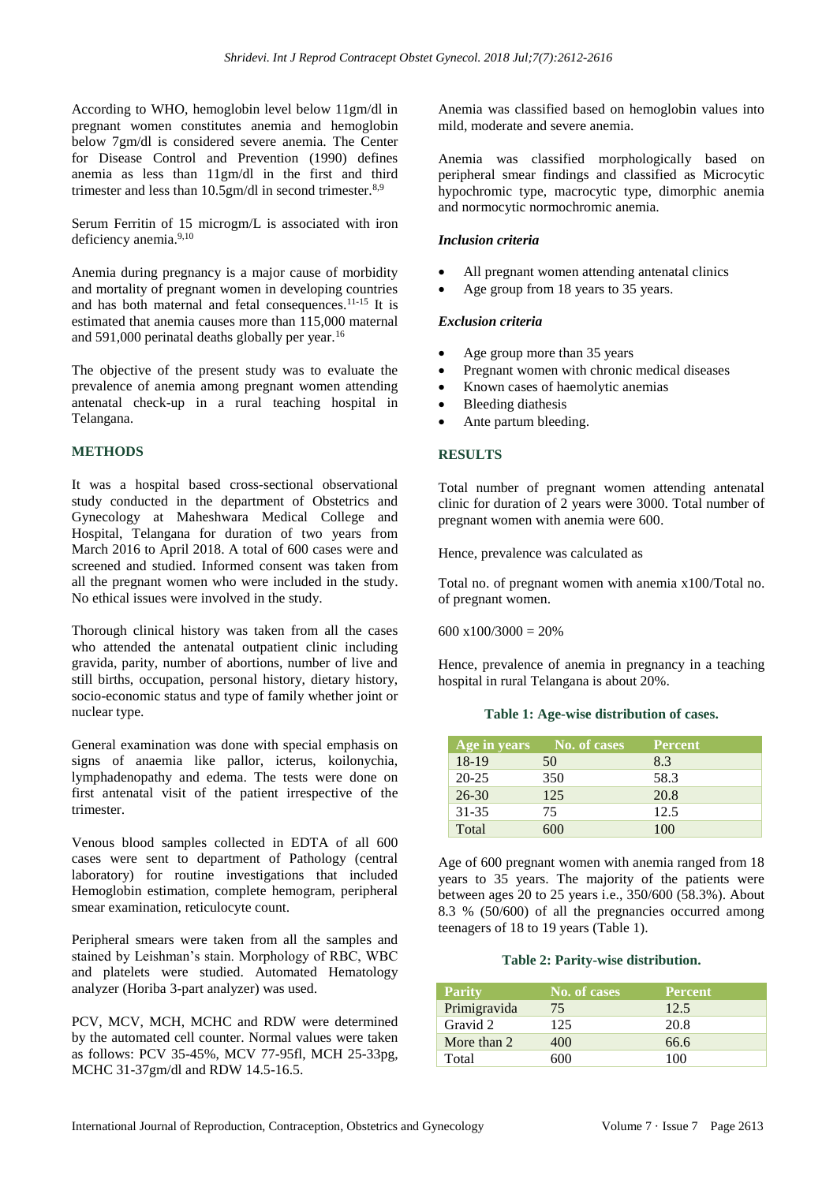According to WHO, hemoglobin level below 11gm/dl in pregnant women constitutes anemia and hemoglobin below 7gm/dl is considered severe anemia. The Center for Disease Control and Prevention (1990) defines anemia as less than 11gm/dl in the first and third trimester and less than 10.5gm/dl in second trimester.[8,9]

Serum Ferritin of 15 microgm/L is associated with iron deficiency anemia.[9,10]

Anemia during pregnancy is a major cause of morbidity and mortality of pregnant women in developing countries and has both maternal and fetal consequences.[11-15] It is estimated that anemia causes more than 115,000 maternal and 591,000 perinatal deaths globally per year.[16]

The objective of the present study was to evaluate the prevalence of anemia among pregnant women attending antenatal check-up in a rural teaching hospital in Telangana.

## METHODS

It was a hospital based cross-sectional observational study conducted in the department of Obstetrics and Gynecology at Maheshwara Medical College and Hospital, Telangana for duration of two years from March 2016 to April 2018. A total of 600 cases were and screened and studied. Informed consent was taken from all the pregnant women who were included in the study. No ethical issues were involved in the study.

Thorough clinical history was taken from all the cases who attended the antenatal outpatient clinic including gravida, parity, number of abortions, number of live and still births, occupation, personal history, dietary history, socio-economic status and type of family whether joint or nuclear type.

General examination was done with special emphasis on signs of anaemia like pallor, icterus, koilonychia, lymphadenopathy and edema. The tests were done on first antenatal visit of the patient irrespective of the trimester.

Venous blood samples collected in EDTA of all 600 cases were sent to department of Pathology (central laboratory) for routine investigations that included Hemoglobin estimation, complete hemogram, peripheral smear examination, reticulocyte count.

Peripheral smears were taken from all the samples and stained by Leishman's stain. Morphology of RBC, WBC and platelets were studied. Automated Hematology analyzer (Horiba 3-part analyzer) was used.

PCV, MCV, MCH, MCHC and RDW were determined by the automated cell counter. Normal values were taken as follows: PCV 35-45%, MCV 77-95fl, MCH 25-33pg, MCHC 31-37gm/dl and RDW 14.5-16.5.

Anemia was classified based on hemoglobin values into mild, moderate and severe anemia.

Anemia was classified morphologically based on peripheral smear findings and classified as Microcytic hypochromic type, macrocytic type, dimorphic anemia and normocytic normochromic anemia.

### *Inclusion criteria*

- All pregnant women attending antenatal clinics
- Age group from 18 years to 35 years.

### *Exclusion criteria*

- Age group more than 35 years
- Pregnant women with chronic medical diseases
- Known cases of haemolytic anemias
- Bleeding diathesis
- Ante partum bleeding.

## RESULTS

Total number of pregnant women attending antenatal clinic for duration of 2 years were 3000. Total number of pregnant women with anemia were 600.

Hence, prevalence was calculated as

Total no. of pregnant women with anemia x100/Total no. of pregnant women.

600 x100/3000 = 20%

Hence, prevalence of anemia in pregnancy in a teaching hospital in rural Telangana is about 20%.

**Table 1: Age-wise distribution of cases.**

| Age in years | No. of cases | Percent |
|---|---|---|
| 18-19 | 50 | 8.3 |
| 20-25 | 350 | 58.3 |
| 26-30 | 125 | 20.8 |
| 31-35 | 75 | 12.5 |
| Total | 600 | 100 |

Age of 600 pregnant women with anemia ranged from 18 years to 35 years. The majority of the patients were between ages 20 to 25 years i.e., 350/600 (58.3%). About 8.3 % (50/600) of all the pregnancies occurred among teenagers of 18 to 19 years (Table 1).

**Table 2: Parity-wise distribution.**

| Parity | No. of cases | Percent |
|---|---|---|
| Primigravida | 75 | 12.5 |
| Gravid 2 | 125 | 20.8 |
| More than 2 | 400 | 66.6 |
| Total | 600 | 100 |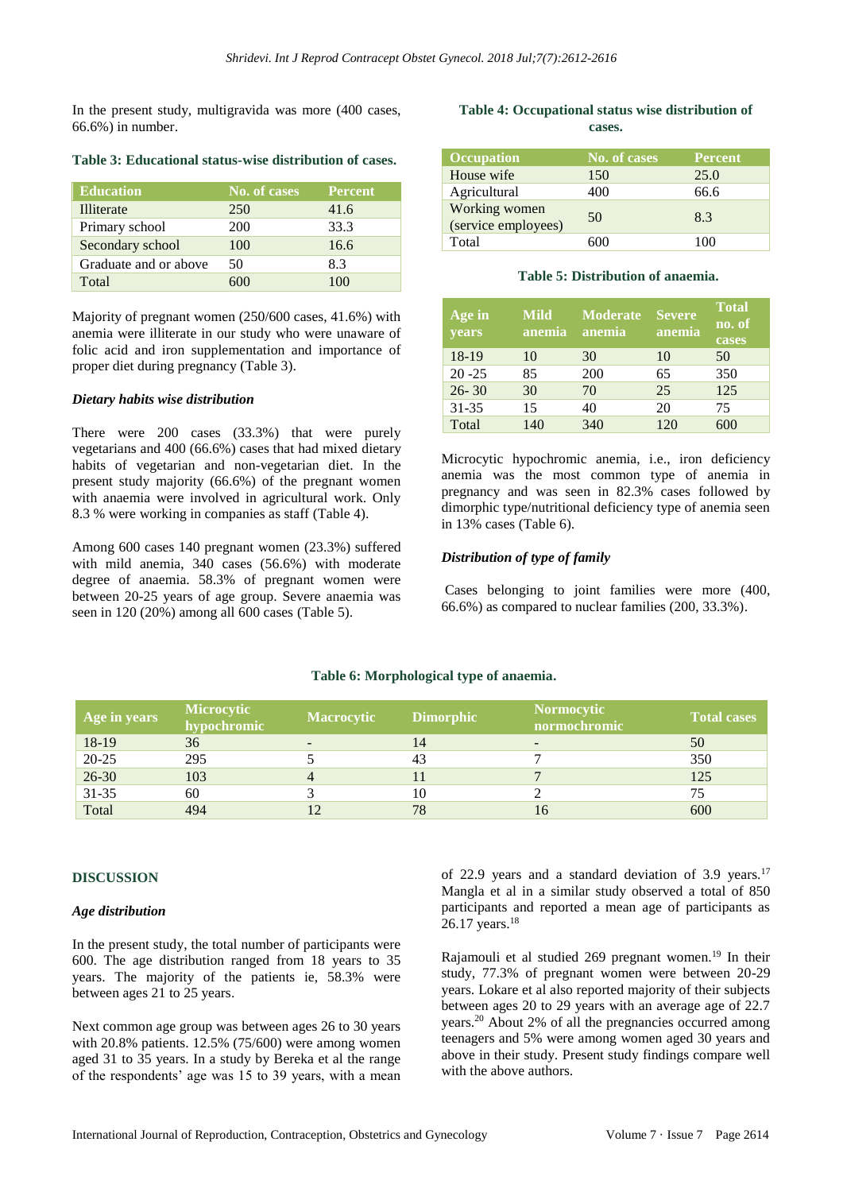In the present study, multigravida was more (400 cases, 66.6%) in number.

**Table 3: Educational status-wise distribution of cases.**

| Education | No. of cases | Percent |
|---|---|---|
| Illiterate | 250 | 41.6 |
| Primary school | 200 | 33.3 |
| Secondary school | 100 | 16.6 |
| Graduate and or above | 50 | 8.3 |
| Total | 600 | 100 |

Majority of pregnant women (250/600 cases, 41.6%) with anemia were illiterate in our study who were unaware of folic acid and iron supplementation and importance of proper diet during pregnancy (Table 3).

### *Dietary habits wise distribution*

There were 200 cases (33.3%) that were purely vegetarians and 400 (66.6%) cases that had mixed dietary habits of vegetarian and non-vegetarian diet. In the present study majority (66.6%) of the pregnant women with anaemia were involved in agricultural work. Only 8.3 % were working in companies as staff (Table 4).

Among 600 cases 140 pregnant women (23.3%) suffered with mild anemia, 340 cases (56.6%) with moderate degree of anaemia. 58.3% of pregnant women were between 20-25 years of age group. Severe anaemia was seen in 120 (20%) among all 600 cases (Table 5).

**Table 4: Occupational status wise distribution of cases.**

| Occupation | No. of cases | Percent |
|---|---|---|
| House wife | 150 | 25.0 |
| Agricultural | 400 | 66.6 |
| Working women (service employees) | 50 | 8.3 |
| Total | 600 | 100 |

**Table 5: Distribution of anaemia.**

| Age in years | Mild anemia | Moderate anemia | Severe anemia | Total no. of cases |
|---|---|---|---|---|
| 18-19 | 10 | 30 | 10 | 50 |
| 20 -25 | 85 | 200 | 65 | 350 |
| 26- 30 | 30 | 70 | 25 | 125 |
| 31-35 | 15 | 40 | 20 | 75 |
| Total | 140 | 340 | 120 | 600 |

Microcytic hypochromic anemia, i.e., iron deficiency anemia was the most common type of anemia in pregnancy and was seen in 82.3% cases followed by dimorphic type/nutritional deficiency type of anemia seen in 13% cases (Table 6).

### *Distribution of type of family*

Cases belonging to joint families were more (400, 66.6%) as compared to nuclear families (200, 33.3%).

**Table 6: Morphological type of anaemia.**

| Age in years | Microcytic hypochromic | Macrocytic | Dimorphic | Normocytic normochromic | Total cases |
|---|---|---|---|---|---|
| 18-19 | 36 | - | 14 | - | 50 |
| 20-25 | 295 | 5 | 43 | 7 | 350 |
| 26-30 | 103 | 4 | 11 | 7 | 125 |
| 31-35 | 60 | 3 | 10 | 2 | 75 |
| Total | 494 | 12 | 78 | 16 | 600 |

## DISCUSSION

### *Age distribution*

In the present study, the total number of participants were 600. The age distribution ranged from 18 to 35 years. The majority of the patients ie, 58.3% were between ages 21 to 25 years.

Next common age group was between ages 26 to 30 years with 20.8% patients. 12.5% (75/600) were among women aged 31 to 35 years. In a study by Bereka et al the range of the respondents' age was 15 to 39 years, with a mean of 22.9 years and a standard deviation of 3.9 years.[17] Mangla et al in a similar study observed a total of 850 participants and reported a mean age of participants as 26.17 years.[18]

Rajamouli et al studied 269 pregnant women.[19] In their study, 77.3% of pregnant women were between 20-29 years. Lokare et al also reported majority of their subjects between ages 20 to 29 years with an average age of 22.7 years.[20] About 2% of all the pregnancies occurred among teenagers and 5% were among women aged 30 years and above in their study. Present study findings compare well with the above authors.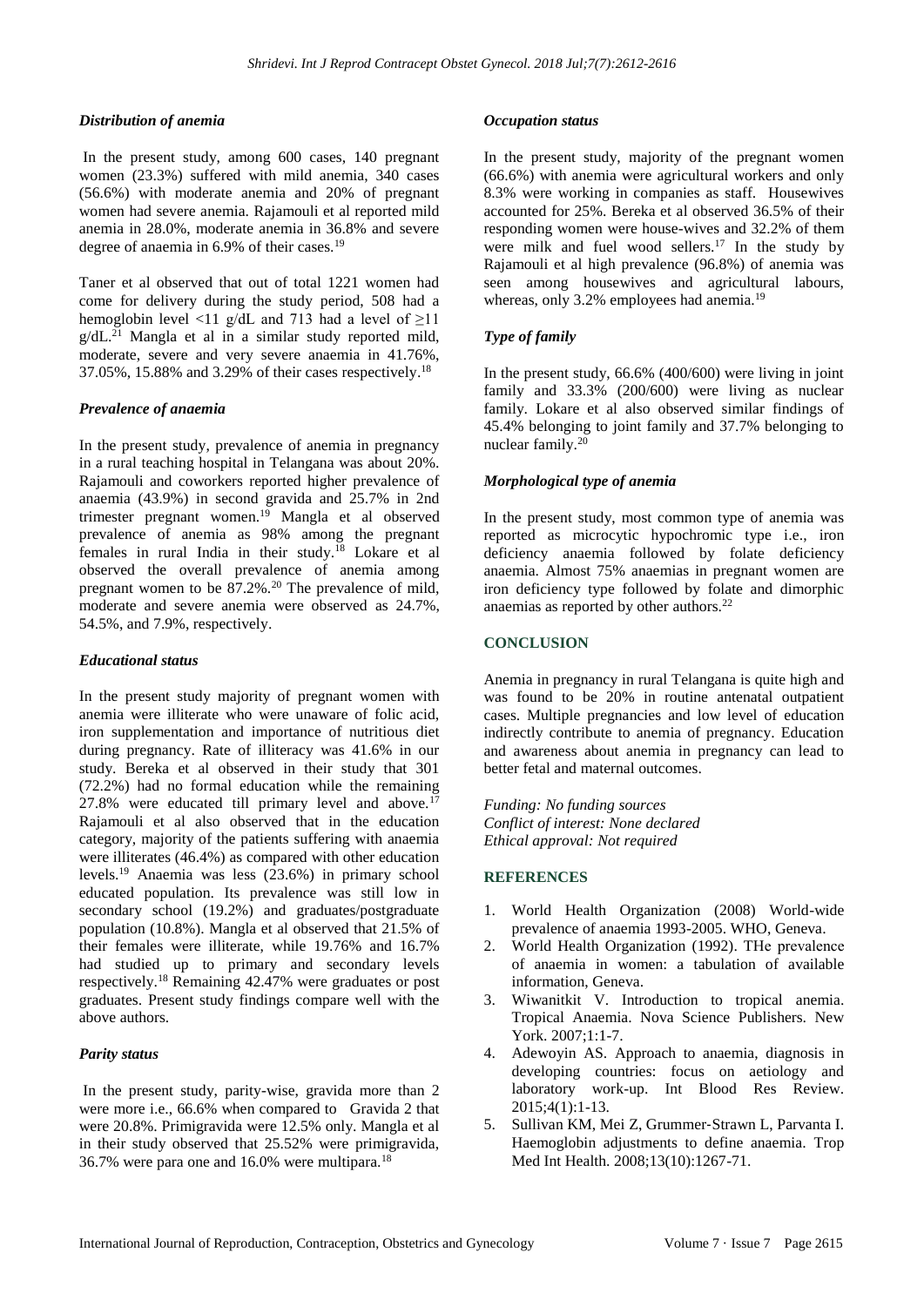### *Distribution of anemia*

In the present study, among 600 cases, 140 pregnant women (23.3%) suffered with mild anemia, 340 cases (56.6%) with moderate anemia and 20% of pregnant women had severe anemia. Rajamouli et al reported mild anemia in 28.0%, moderate anemia in 36.8% and severe degree of anaemia in 6.9% of their cases.[19]

Taner et al observed that out of total 1221 women had come for delivery during the study period, 508 had a hemoglobin level <11 g/dL and 713 had a level of ≥11 g/dL.[21] Mangla et al in a similar study reported mild, moderate, severe and very severe anaemia in 41.76%, 37.05%, 15.88% and 3.29% of their cases respectively.[18]

### *Prevalence of anaemia*

In the present study, prevalence of anemia in pregnancy in a rural teaching hospital in Telangana was about 20%. Rajamouli and coworkers reported higher prevalence of anaemia (43.9%) in second gravida and 25.7% in 2nd trimester pregnant women.[19] Mangla et al observed prevalence of anemia as 98% among the pregnant females in rural India in their study.[18] Lokare et al observed the overall prevalence of anemia among pregnant women to be 87.2%.[20] The prevalence of mild, moderate and severe anemia were observed as 24.7%, 54.5%, and 7.9%, respectively.

### *Educational status*

In the present study majority of pregnant women with anemia were illiterate who were unaware of folic acid, iron supplementation and importance of nutritious diet during pregnancy. Rate of illiteracy was 41.6% in our study. Bereka et al observed in their study that 301 (72.2%) had no formal education while the remaining 27.8% were educated till primary level and above.[17] Rajamouli et al also observed that in the education category, majority of the patients suffering with anaemia were illiterates (46.4%) as compared with other education levels.[19] Anaemia was less (23.6%) in primary school educated population. Its prevalence was still low in secondary school (19.2%) and graduates/postgraduate population (10.8%). Mangla et al observed that 21.5% of their females were illiterate, while 19.76% and 16.7% had studied up to primary and secondary levels respectively.[18] Remaining 42.47% were graduates or post graduates. Present study findings compare well with the above authors.

### *Parity status*

In the present study, parity-wise, gravida more than 2 were more i.e., 66.6% when compared to Gravida 2 that were 20.8%. Primigravida were 12.5% only. Mangla et al in their study observed that 25.52% were primigravida, 36.7% were para one and 16.0% were multipara.[18]

### *Occupation status*

In the present study, majority of the pregnant women (66.6%) with anemia were agricultural workers and only 8.3% were working in companies as staff. Housewives accounted for 25%. Bereka et al observed 36.5% of their responding women were house-wives and 32.2% of them were milk and fuel wood sellers.[17] In the study by Rajamouli et al high prevalence (96.8%) of anemia was seen among housewives and agricultural labours, whereas, only 3.2% employees had anemia.[19]

### *Type of family*

In the present study, 66.6% (400/600) were living in joint family and 33.3% (200/600) were living as nuclear family. Lokare et al also observed similar findings of 45.4% belonging to joint family and 37.7% belonging to nuclear family.[20]

### *Morphological type of anemia*

In the present study, most common type of anemia was reported as microcytic hypochromic type i.e., iron deficiency anaemia followed by folate deficiency anaemia. Almost 75% anaemias in pregnant women are iron deficiency type followed by folate and dimorphic anaemias as reported by other authors.[22]

## CONCLUSION

Anemia in pregnancy in rural Telangana is quite high and was found to be 20% in routine antenatal outpatient cases. Multiple pregnancies and low level of education indirectly contribute to anemia of pregnancy. Education and awareness about anemia in pregnancy can lead to better fetal and maternal outcomes.

*Funding: No funding sources*
*Conflict of interest: None declared*
*Ethical approval: Not required*

## REFERENCES

1. World Health Organization (2008) World-wide prevalence of anaemia 1993-2005. WHO, Geneva.
2. World Health Organization (1992). THe prevalence of anaemia in women: a tabulation of available information, Geneva.
3. Wiwanitkit V. Introduction to tropical anemia. Tropical Anaemia. Nova Science Publishers. New York. 2007;1:1-7.
4. Adewoyin AS. Approach to anaemia, diagnosis in developing countries: focus on aetiology and laboratory work-up. Int Blood Res Review. 2015;4(1):1-13.
5. Sullivan KM, Mei Z, Grummer-Strawn L, Parvanta I. Haemoglobin adjustments to define anaemia. Trop Med Int Health. 2008;13(10):1267-71.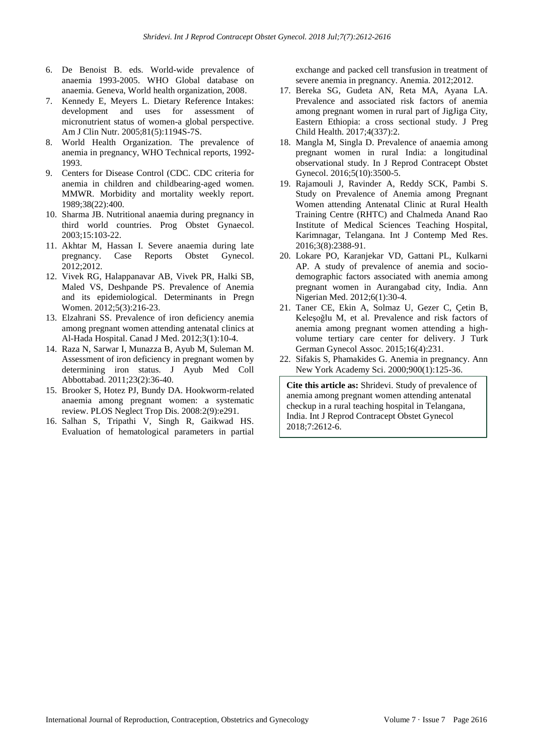6. De Benoist B. eds. World-wide prevalence of anaemia 1993-2005. WHO Global database on anaemia. Geneva, World health organization, 2008.
7. Kennedy E, Meyers L. Dietary Reference Intakes: development and uses for assessment of micronutrient status of women-a global perspective. Am J Clin Nutr. 2005;81(5):1194S-7S.
8. World Health Organization. The prevalence of anemia in pregnancy, WHO Technical reports, 1992-1993.
9. Centers for Disease Control (CDC. CDC criteria for anemia in children and childbearing-aged women. MMWR. Morbidity and mortality weekly report. 1989;38(22):400.
10. Sharma JB. Nutritional anaemia during pregnancy in third world countries. Prog Obstet Gynaecol. 2003;15:103-22.
11. Akhtar M, Hassan I. Severe anaemia during late pregnancy. Case Reports Obstet Gynecol. 2012;2012.
12. Vivek RG, Halappanavar AB, Vivek PR, Halki SB, Maled VS, Deshpande PS. Prevalence of Anemia and its epidemiological. Determinants in Pregn Women. 2012;5(3):216-23.
13. Elzahrani SS. Prevalence of iron deficiency anemia among pregnant women attending antenatal clinics at Al-Hada Hospital. Canad J Med. 2012;3(1):10-4.
14. Raza N, Sarwar I, Munazza B, Ayub M, Suleman M. Assessment of iron deficiency in pregnant women by determining iron status. J Ayub Med Coll Abbottabad. 2011;23(2):36-40.
15. Brooker S, Hotez PJ, Bundy DA. Hookworm-related anaemia among pregnant women: a systematic review. PLOS Neglect Trop Dis. 2008:2(9):e291.
16. Salhan S, Tripathi V, Singh R, Gaikwad HS. Evaluation of hematological parameters in partial exchange and packed cell transfusion in treatment of severe anemia in pregnancy. Anemia. 2012;2012.
17. Bereka SG, Gudeta AN, Reta MA, Ayana LA. Prevalence and associated risk factors of anemia among pregnant women in rural part of JigJiga City, Eastern Ethiopia: a cross sectional study. J Preg Child Health. 2017;4(337):2.
18. Mangla M, Singla D. Prevalence of anaemia among pregnant women in rural India: a longitudinal observational study. In J Reprod Contracept Obstet Gynecol. 2016;5(10):3500-5.
19. Rajamouli J, Ravinder A, Reddy SCK, Pambi S. Study on Prevalence of Anemia among Pregnant Women attending Antenatal Clinic at Rural Health Training Centre (RHTC) and Chalmeda Anand Rao Institute of Medical Sciences Teaching Hospital, Karimnagar, Telangana. Int J Contemp Med Res. 2016;3(8):2388-91.
20. Lokare PO, Karanjekar VD, Gattani PL, Kulkarni AP. A study of prevalence of anemia and socio-demographic factors associated with anemia among pregnant women in Aurangabad city, India. Ann Nigerian Med. 2012;6(1):30-4.
21. Taner CE, Ekin A, Solmaz U, Gezer C, Çetin B, Keleşoğlu M, et al. Prevalence and risk factors of anemia among pregnant women attending a high-volume tertiary care center for delivery. J Turk German Gynecol Assoc. 2015;16(4):231.
22. Sifakis S, Phamakides G. Anemia in pregnancy. Ann New York Academy Sci. 2000;900(1):125-36.

**Cite this article as:** Shridevi. Study of prevalence of anemia among pregnant women attending antenatal checkup in a rural teaching hospital in Telangana, India. Int J Reprod Contracept Obstet Gynecol 2018;7:2612-6.